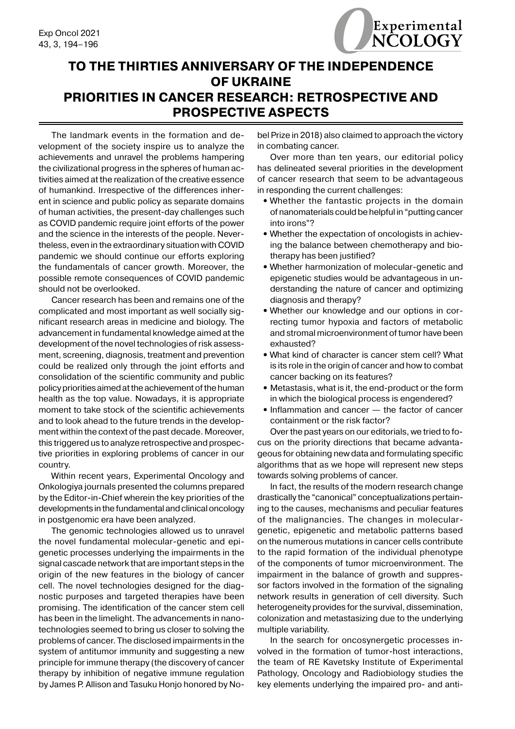# TO THE THIRTIES ANNIVERSARY OF THE INDEPENDENCE OF UKRAINE

# PRIORITIES IN CANCER RESEARCH: RETROSPECTIVE AND PROSPECTIVE ASPECTS

The landmark events in the formation and development of the society inspire us to analyze the achievements and unravel the problems hampering the civilizational progress in the spheres of human activities aimed at the realization of the creative essence of humankind. Irrespective of the differences inherent in science and public policy as separate domains of human activities, the present-day challenges such as COVID pandemic require joint efforts of the power and the science in the interests of the people. Nevertheless, even in the extraordinary situation with COVID pandemic we should continue our efforts exploring the fundamentals of cancer growth. Moreover, the possible remote consequences of COVID pandemic should not be overlooked.

Cancer research has been and remains one of the complicated and most important as well socially significant research areas in medicine and biology. The advancement in fundamental knowledge aimed at the development of the novel technologies of risk assessment, screening, diagnosis, treatment and prevention could be realized only through the joint efforts and consolidation of the scientific community and public policy priorities aimed at the achievement of the human health as the top value. Nowadays, it is appropriate moment to take stock of the scientific achievements and to look ahead to the future trends in the development within the context of the past decade. Moreover, this triggered us to analyze retrospective and prospective priorities in exploring problems of cancer in our country.

Within recent years, Experimental Oncology and Onkologiya journals presented the columns prepared by the Editor-in-Chief wherein the key priorities of the developments in the fundamental and clinical oncology in postgenomic era have been analyzed.

The genomic technologies allowed us to unravel the novel fundamental molecular-genetic and epigenetic processes underlying the impairments in the signal cascade network that are important steps in the origin of the new features in the biology of cancer cell. The novel technologies designed for the diagnostic purposes and targeted therapies have been promising. The identification of the cancer stem cell has been in the limelight. The advancements in nanotechnologies seemed to bring us closer to solving the problems of cancer. The disclosed impairments in the system of antitumor immunity and suggesting a new principle for immune therapy (the discovery of cancer therapy by inhibition of negative immune regulation by James P. Allison and Tasuku Honjo honored by Nobel Prize in 2018) also claimed to approach the victory in combating cancer.

Over more than ten years, our editorial policy has delineated several priorities in the development of cancer research that seem to be advantageous in responding the current challenges:

- Whether the fantastic projects in the domain of nanomaterials could be helpful in "putting cancer into irons"?
- Whether the expectation of oncologists in achieving the balance between chemotherapy and biotherapy has been justified?
- Whether harmonization of molecular-genetic and epigenetic studies would be advantageous in understanding the nature of cancer and optimizing diagnosis and therapy?
- Whether our knowledge and our options in correcting tumor hypoxia and factors of metabolic and stromal microenvironment of tumor have been exhausted?
- What kind of character is cancer stem cell? What is its role in the origin of cancer and how to combat cancer backing on its features?
- Metastasis, what is it, the end-product or the form in which the biological process is engendered?
- Inflammation and cancer — the factor of cancer containment or the risk factor?

Over the past years on our editorials, we tried to focus on the priority directions that became advantageous for obtaining new data and formulating specific algorithms that as we hope will represent new steps towards solving problems of cancer.

In fact, the results of the modern research change drastically the "canonical" conceptualizations pertaining to the causes, mechanisms and peculiar features of the malignancies. The changes in molecular-genetic, epigenetic and metabolic patterns based on the numerous mutations in cancer cells contribute to the rapid formation of the individual phenotype of the components of tumor microenvironment. The impairment in the balance of growth and suppressor factors involved in the formation of the signaling network results in generation of cell diversity. Such heterogeneity provides for the survival, dissemination, colonization and metastasizing due to the underlying multiple variability.

In the search for oncosynergetic processes involved in the formation of tumor-host interactions, the team of RE Kavetsky Institute of Experimental Pathology, Oncology and Radiobiology studies the key elements underlying the impaired pro- and anti-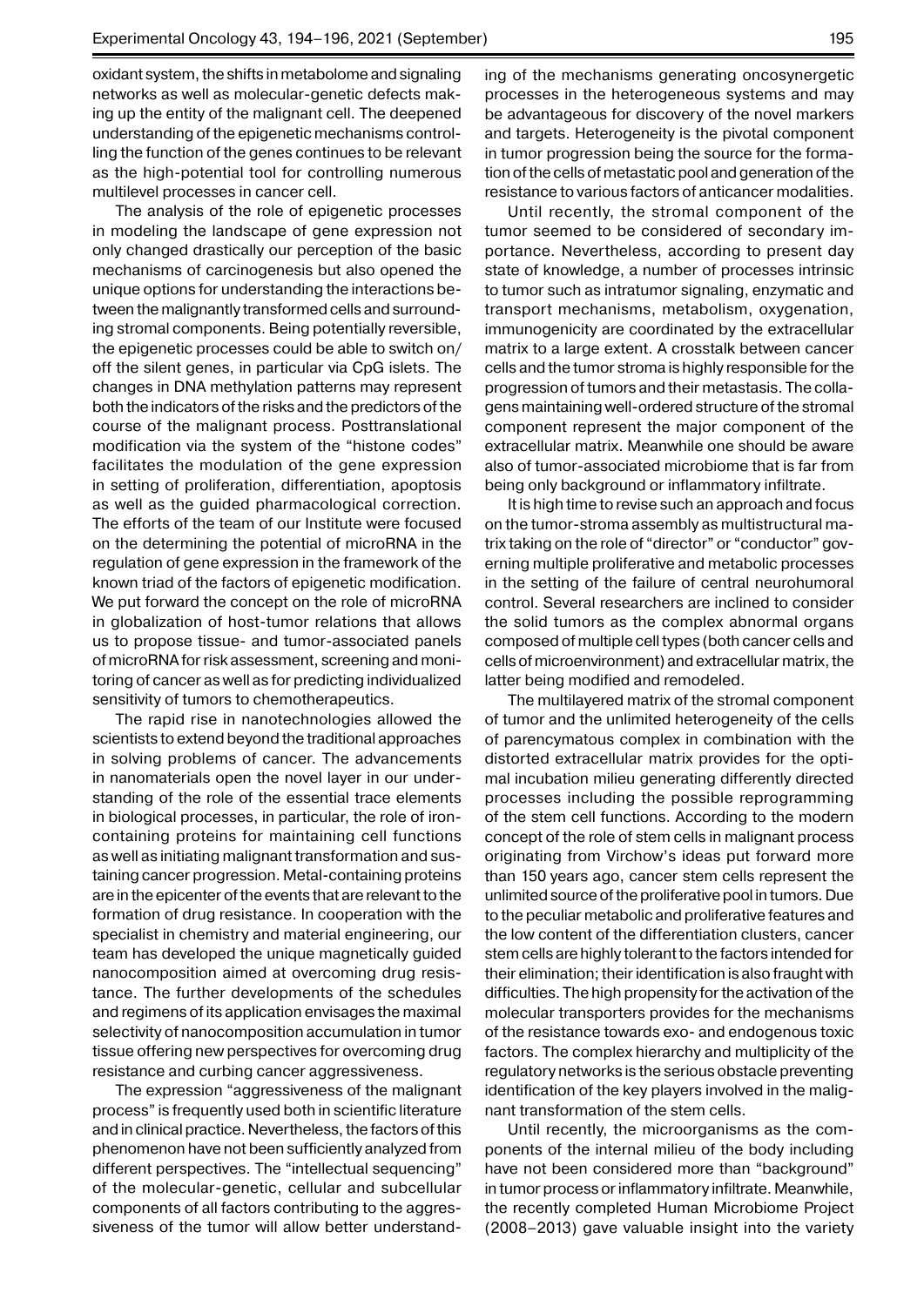oxidant system, the shifts in metabolome and signaling networks as well as molecular-genetic defects making up the entity of the malignant cell. The deepened understanding of the epigenetic mechanisms controlling the function of the genes continues to be relevant as the high-potential tool for controlling numerous multilevel processes in cancer cell.

The analysis of the role of epigenetic processes in modeling the landscape of gene expression not only changed drastically our perception of the basic mechanisms of carcinogenesis but also opened the unique options for understanding the interactions between the malignantly transformed cells and surrounding stromal components. Being potentially reversible, the epigenetic processes could be able to switch on/off the silent genes, in particular via CpG islets. The changes in DNA methylation patterns may represent both the indicators of the risks and the predictors of the course of the malignant process. Posttranslational modification via the system of the "histone codes" facilitates the modulation of the gene expression in setting of proliferation, differentiation, apoptosis as well as the guided pharmacological correction. The efforts of the team of our Institute were focused on the determining the potential of microRNA in the regulation of gene expression in the framework of the known triad of the factors of epigenetic modification. We put forward the concept on the role of microRNA in globalization of host-tumor relations that allows us to propose tissue- and tumor-associated panels of microRNA for risk assessment, screening and monitoring of cancer as well as for predicting individualized sensitivity of tumors to chemotherapeutics.

The rapid rise in nanotechnologies allowed the scientists to extend beyond the traditional approaches in solving problems of cancer. The advancements in nanomaterials open the novel layer in our understanding of the role of the essential trace elements in biological processes, in particular, the role of iron-containing proteins for maintaining cell functions as well as initiating malignant transformation and sustaining cancer progression. Metal-containing proteins are in the epicenter of the events that are relevant to the formation of drug resistance. In cooperation with the specialist in chemistry and material engineering, our team has developed the unique magnetically guided nanocomposition aimed at overcoming drug resistance. The further developments of the schedules and regimens of its application envisages the maximal selectivity of nanocomposition accumulation in tumor tissue offering new perspectives for overcoming drug resistance and curbing cancer aggressiveness.

The expression "aggressiveness of the malignant process" is frequently used both in scientific literature and in clinical practice. Nevertheless, the factors of this phenomenon have not been sufficiently analyzed from different perspectives. The "intellectual sequencing" of the molecular-genetic, cellular and subcellular components of all factors contributing to the aggressiveness of the tumor will allow better understanding of the mechanisms generating oncosynergetic processes in the heterogeneous systems and may be advantageous for discovery of the novel markers and targets. Heterogeneity is the pivotal component in tumor progression being the source for the formation of the cells of metastatic pool and generation of the resistance to various factors of anticancer modalities.

Until recently, the stromal component of the tumor seemed to be considered of secondary importance. Nevertheless, according to present day state of knowledge, a number of processes intrinsic to tumor such as intratumor signaling, enzymatic and transport mechanisms, metabolism, oxygenation, immunogenicity are coordinated by the extracellular matrix to a large extent. A crosstalk between cancer cells and the tumor stroma is highly responsible for the progression of tumors and their metastasis. The collagens maintaining well-ordered structure of the stromal component represent the major component of the extracellular matrix. Meanwhile one should be aware also of tumor-associated microbiome that is far from being only background or inflammatory infiltrate.

It is high time to revise such an approach and focus on the tumor-stroma assembly as multistructural matrix taking on the role of "director" or "conductor" governing multiple proliferative and metabolic processes in the setting of the failure of central neurohumoral control. Several researchers are inclined to consider the solid tumors as the complex abnormal organs composed of multiple cell types (both cancer cells and cells of microenvironment) and extracellular matrix, the latter being modified and remodeled.

The multilayered matrix of the stromal component of tumor and the unlimited heterogeneity of the cells of parencymatous complex in combination with the distorted extracellular matrix provides for the optimal incubation milieu generating differently directed processes including the possible reprogramming of the stem cell functions. According to the modern concept of the role of stem cells in malignant process originating from Virchow's ideas put forward more than 150 years ago, cancer stem cells represent the unlimited source of the proliferative pool in tumors. Due to the peculiar metabolic and proliferative features and the low content of the differentiation clusters, cancer stem cells are highly tolerant to the factors intended for their elimination; their identification is also fraught with difficulties. The high propensity for the activation of the molecular transporters provides for the mechanisms of the resistance towards exo- and endogenous toxic factors. The complex hierarchy and multiplicity of the regulatory networks is the serious obstacle preventing identification of the key players involved in the malignant transformation of the stem cells.

Until recently, the microorganisms as the components of the internal milieu of the body including have not been considered more than "background" in tumor process or inflammatory infiltrate. Meanwhile, the recently completed Human Microbiome Project (2008–2013) gave valuable insight into the variety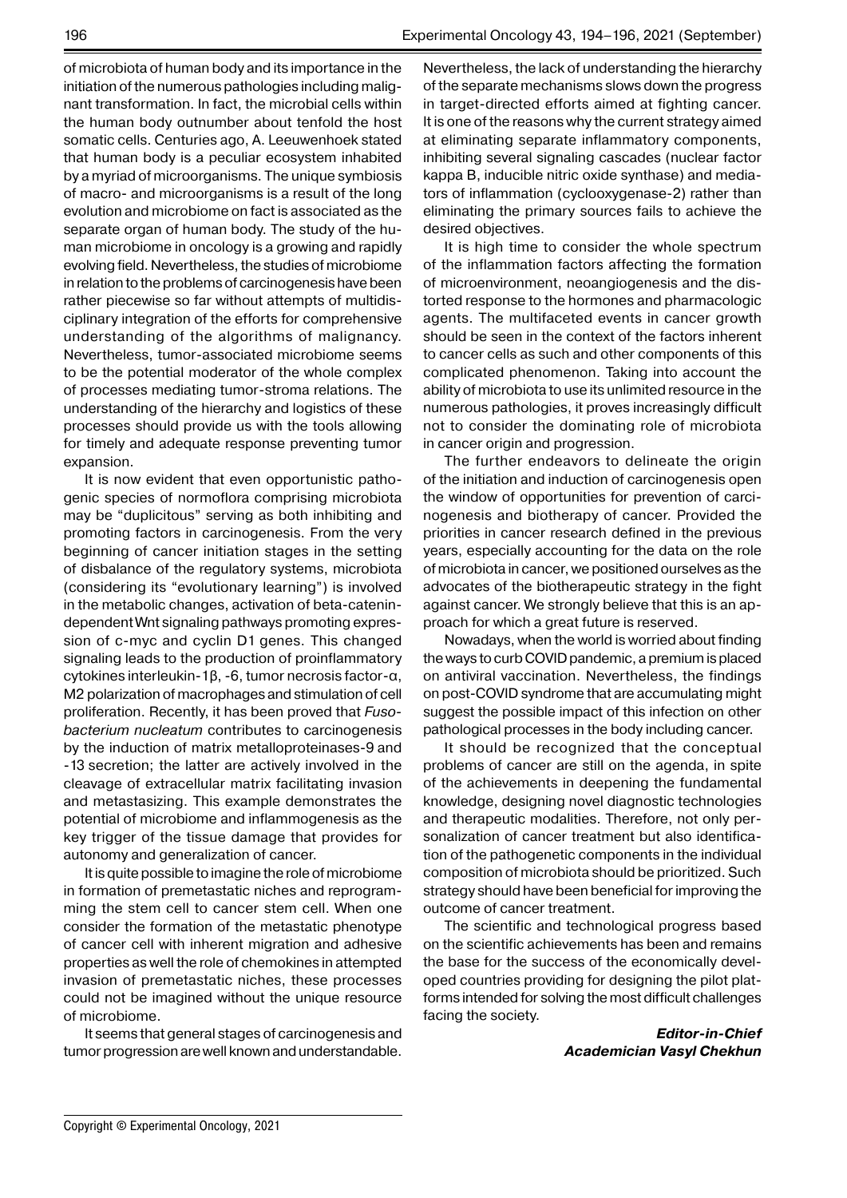of microbiota of human body and its importance in the initiation of the numerous pathologies including malignant transformation. In fact, the microbial cells within the human body outnumber about tenfold the host somatic cells. Centuries ago, A. Leeuwenhoek stated that human body is a peculiar ecosystem inhabited by a myriad of microorganisms. The unique symbiosis of macro- and microorganisms is a result of the long evolution and microbiome on fact is associated as the separate organ of human body. The study of the human microbiome in oncology is a growing and rapidly evolving field. Nevertheless, the studies of microbiome in relation to the problems of carcinogenesis have been rather piecewise so far without attempts of multidisciplinary integration of the efforts for comprehensive understanding of the algorithms of malignancy. Nevertheless, tumor-associated microbiome seems to be the potential moderator of the whole complex of processes mediating tumor-stroma relations. The understanding of the hierarchy and logistics of these processes should provide us with the tools allowing for timely and adequate response preventing tumor expansion.

It is now evident that even opportunistic pathogenic species of normoflora comprising microbiota may be "duplicitous" serving as both inhibiting and promoting factors in carcinogenesis. From the very beginning of cancer initiation stages in the setting of disbalance of the regulatory systems, microbiota (considering its "evolutionary learning") is involved in the metabolic changes, activation of beta-catenin-dependent Wnt signaling pathways promoting expression of c-myc and cyclin D1 genes. This changed signaling leads to the production of proinflammatory cytokines interleukin-1β, -6, tumor necrosis factor-α, M2 polarization of macrophages and stimulation of cell proliferation. Recently, it has been proved that *Fusobacterium nucleatum* contributes to carcinogenesis by the induction of matrix metalloproteinases-9 and -13 secretion; the latter are actively involved in the cleavage of extracellular matrix facilitating invasion and metastasizing. This example demonstrates the potential of microbiome and inflammogenesis as the key trigger of the tissue damage that provides for autonomy and generalization of cancer.

It is quite possible to imagine the role of microbiome in formation of premetastatic niches and reprogramming the stem cell to cancer stem cell. When one consider the formation of the metastatic phenotype of cancer cell with inherent migration and adhesive properties as well the role of chemokines in attempted invasion of premetastatic niches, these processes could not be imagined without the unique resource of microbiome.

It seems that general stages of carcinogenesis and tumor progression are well known and understandable. Nevertheless, the lack of understanding the hierarchy of the separate mechanisms slows down the progress in target-directed efforts aimed at fighting cancer. It is one of the reasons why the current strategy aimed at eliminating separate inflammatory components, inhibiting several signaling cascades (nuclear factor kappa B, inducible nitric oxide synthase) and mediators of inflammation (cyclooxygenase-2) rather than eliminating the primary sources fails to achieve the desired objectives.

It is high time to consider the whole spectrum of the inflammation factors affecting the formation of microenvironment, neoangiogenesis and the distorted response to the hormones and pharmacologic agents. The multifaceted events in cancer growth should be seen in the context of the factors inherent to cancer cells as such and other components of this complicated phenomenon. Taking into account the ability of microbiota to use its unlimited resource in the numerous pathologies, it proves increasingly difficult not to consider the dominating role of microbiota in cancer origin and progression.

The further endeavors to delineate the origin of the initiation and induction of carcinogenesis open the window of opportunities for prevention of carcinogenesis and biotherapy of cancer. Provided the priorities in cancer research defined in the previous years, especially accounting for the data on the role of microbiota in cancer, we positioned ourselves as the advocates of the biotherapeutic strategy in the fight against cancer. We strongly believe that this is an approach for which a great future is reserved.

Nowadays, when the world is worried about finding the ways to curb COVID pandemic, a premium is placed on antiviral vaccination. Nevertheless, the findings on post-COVID syndrome that are accumulating might suggest the possible impact of this infection on other pathological processes in the body including cancer.

It should be recognized that the conceptual problems of cancer are still on the agenda, in spite of the achievements in deepening the fundamental knowledge, designing novel diagnostic technologies and therapeutic modalities. Therefore, not only personalization of cancer treatment but also identification of the pathogenetic components in the individual composition of microbiota should be prioritized. Such strategy should have been beneficial for improving the outcome of cancer treatment.

The scientific and technological progress based on the scientific achievements has been and remains the base for the success of the economically developed countries providing for designing the pilot platforms intended for solving the most difficult challenges facing the society.

***Editor-in-Chief***
***Academician Vasyl Chekhun***

Copyright © Experimental Oncology, 2021